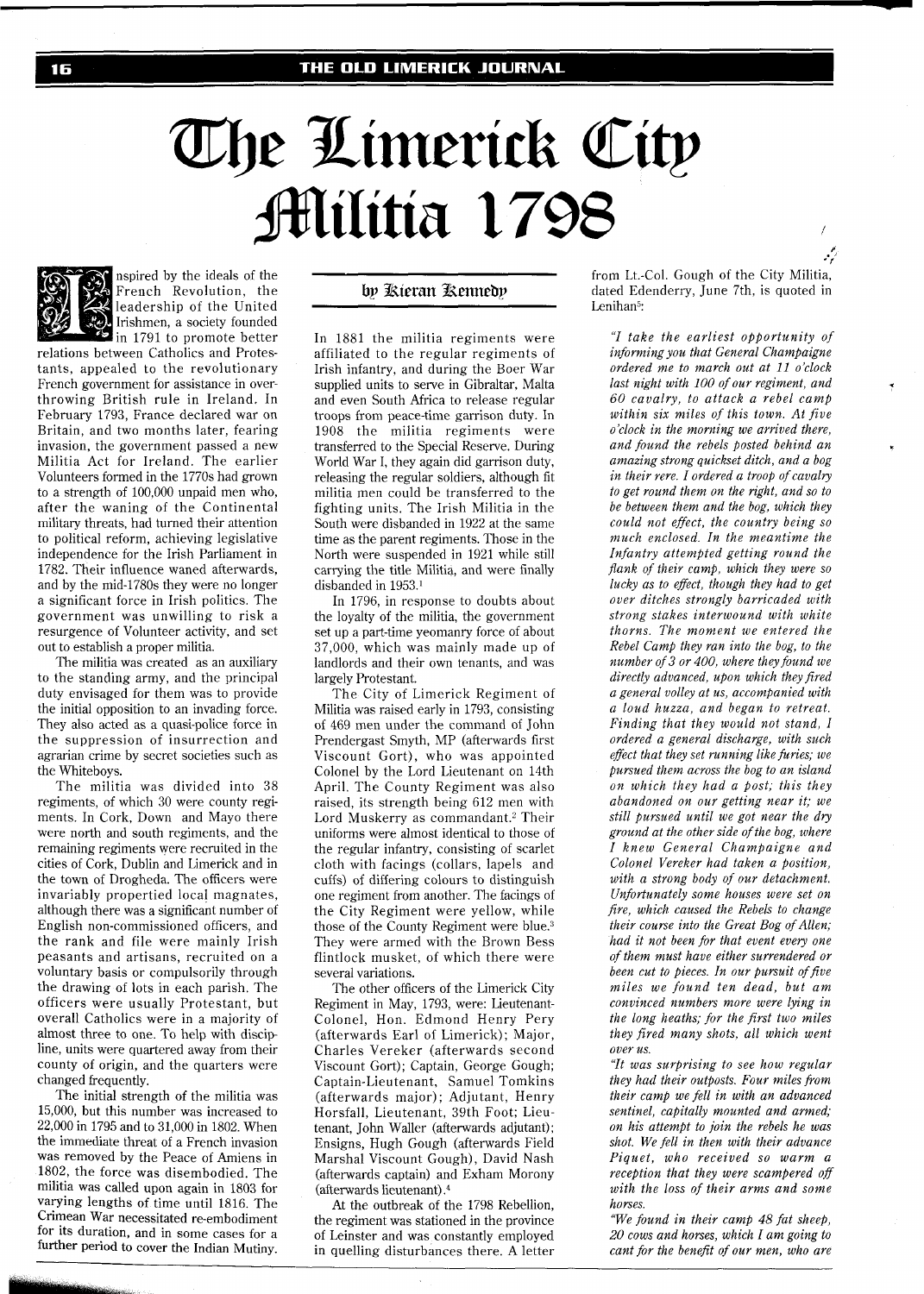# The Limerick City Militia 1798

by Kieran Kennedy

Inspired by the ideals of the French Revolution, the leadership of the United Irishmen, a society founded in 1791 to promote better relations between Catholics and Protestants, appealed to the revolutionary French government for assistance in overthrowing British rule in Ireland. In February 1793, France declared war on Britain, and two months later, fearing invasion, the government passed a new Militia Act for Ireland. The earlier Volunteers formed in the 1770s had grown to a strength of 100,000 unpaid men who, after the waning of the Continental military threats, had turned their attention to political reform, achieving legislative independence for the Irish Parliament in 1782. Their influence waned afterwards, and by the mid-1780s they were no longer a significant force in Irish politics. The government was unwilling to risk a resurgence of Volunteer activity, and set out to establish a proper militia.

The militia was created as an auxiliary to the standing army, and the principal duty envisaged for them was to provide the initial opposition to an invading force. They also acted as a quasi-police force in the suppression of insurrection and agrarian crime by secret societies such as the Whiteboys.

The militia was divided into 38 regiments, of which 30 were county regiments. In Cork, Down and Mayo there were north and south regiments, and the remaining regiments were recruited in the cities of Cork, Dublin and Limerick and in the town of Drogheda. The officers were invariably propertied local magnates, although there was a significant number of English non-commissioned officers, and the rank and file were mainly Irish peasants and artisans, recruited on a voluntary basis or compulsorily through the drawing of lots in each parish. The officers were usually Protestant, but overall Catholics were in a majority of almost three to one. To help with discipline, units were quartered away from their county of origin, and the quarters were changed frequently.

The initial strength of the militia was 15,000, but this number was increased to 22,000 in 1795 and to 31,000 in 1802. When the immediate threat of a French invasion was removed by the Peace of Amiens in 1802, the force was disembodied. The militia was called upon again in 1803 for varying lengths of time until 1816. The Crimean War necessitated re-embodiment for its duration, and in some cases for a further period to cover the Indian Mutiny. In 1881 the militia regiments were affiliated to the regular regiments of Irish infantry, and during the Boer War supplied units to serve in Gibraltar, Malta and even South Africa to release regular troops from peace-time garrison duty. In 1908 the militia regiments were transferred to the Special Reserve. During World War I, they again did garrison duty, releasing the regular soldiers, although fit militia men could be transferred to the fighting units. The Irish Militia in the South were disbanded in 1922 at the same time as the parent regiments. Those in the North were suspended in 1921 while still carrying the title Militia, and were finally disbanded in 1953.[1]

In 1796, in response to doubts about the loyalty of the militia, the government set up a part-time yeomanry force of about 37,000, which was mainly made up of landlords and their own tenants, and was largely Protestant.

The City of Limerick Regiment of Militia was raised early in 1793, consisting of 469 men under the command of John Prendergast Smyth, MP (afterwards first Viscount Gort), who was appointed Colonel by the Lord Lieutenant on 14th April. The County Regiment was also raised, its strength being 612 men with Lord Muskerry as commandant.[2] Their uniforms were almost identical to those of the regular infantry, consisting of scarlet cloth with facings (collars, lapels and cuffs) of differing colours to distinguish one regiment from another. The facings of the City Regiment were yellow, while those of the County Regiment were blue.[3] They were armed with the Brown Bess flintlock musket, of which there were several variations.

The other officers of the Limerick City Regiment in May, 1793, were: Lieutenant-Colonel, Hon. Edmond Henry Pery (afterwards Earl of Limerick); Major, Charles Vereker (afterwards second Viscount Gort); Captain, George Gough; Captain-Lieutenant, Samuel Tomkins (afterwards major); Adjutant, Henry Horsfall, Lieutenant, 39th Foot; Lieutenant, John Waller (afterwards adjutant); Ensigns, Hugh Gough (afterwards Field Marshal Viscount Gough), David Nash (afterwards captain) and Exham Morony (afterwards lieutenant).[4]

At the outbreak of the 1798 Rebellion, the regiment was stationed in the province of Leinster and was constantly employed in quelling disturbances there. A letter from Lt.-Col. Gough of the City Militia, dated Edenderry, June 7th, is quoted in Lenihan[5]:

> *"I take the earliest opportunity of informing you that General Champaigne ordered me to march out at 11 o'clock last night with 100 of our regiment, and 60 cavalry, to attack a rebel camp within six miles of this town. At five o'clock in the morning we arrived there, and found the rebels posted behind an amazing strong quickset ditch, and a bog in their rere. I ordered a troop of cavalry to get round them on the right, and so to be between them and the bog, which they could not effect, the country being so much enclosed. In the meantime the Infantry attempted getting round the flank of their camp, which they were so lucky as to effect, though they had to get over ditches strongly barricaded with strong stakes interwound with white thorns. The moment we entered the Rebel Camp they ran into the bog, to the number of 3 or 400, where they found we directly advanced, upon which they fired a general volley at us, accompanied with a loud huzza, and began to retreat. Finding that they would not stand, I ordered a general discharge, with such effect that they set running like furies; we pursued them across the bog to an island on which they had a post; this they abandoned on our getting near it; we still pursued until we got near the dry ground at the other side of the bog, where I knew General Champaigne and Colonel Vereker had taken a position, with a strong body of our detachment. Unfortunately some houses were set on fire, which caused the Rebels to change their course into the Great Bog of Allen; had it not been for that event every one of them must have either surrendered or been cut to pieces. In our pursuit of five miles we found ten dead, but am convinced numbers more were lying in the long heaths; for the first two miles they fired many shots, all which went over us.*
>
> *"It was surprising to see how regular they had their outposts. Four miles from their camp we fell in with an advanced sentinel, capitally mounted and armed; on his attempt to join the rebels he was shot. We fell in then with their advance Piquet, who received so warm a reception that they were scampered off with the loss of their arms and some horses.*
>
> *"We found in their camp 48 fat sheep, 20 cows and horses, which I am going to cant for the benefit of our men, who are*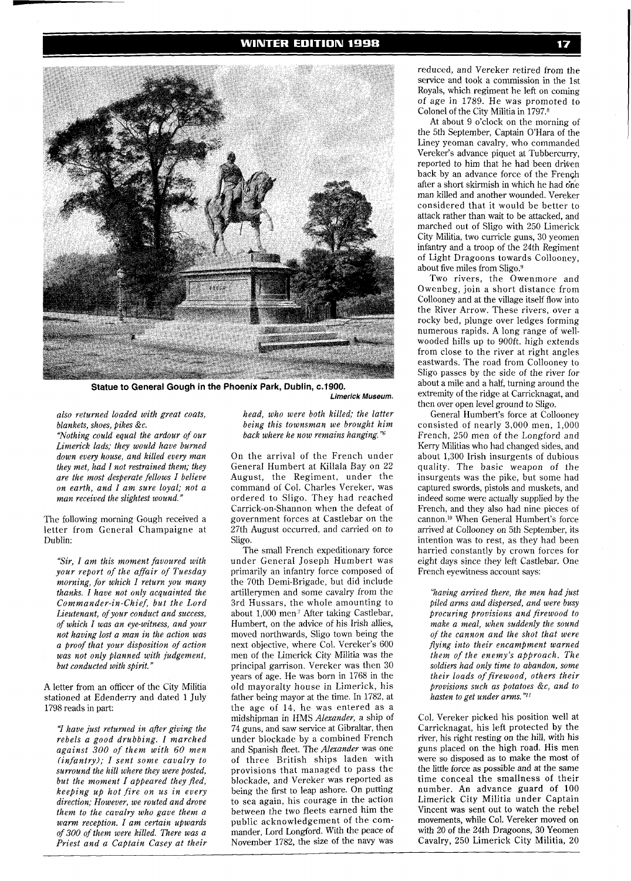Statue to General Gough in the Phoenix Park, Dublin, c.1900.
*Limerick Museum.*

*also returned loaded with great coats, blankets, shoes, pikes &c.*

*"Nothing could equal the ardour of our Limerick lads; they would have burned down every house, and killed every man they met, had I not restrained them; they are the most desperate fellows I believe on earth, and I am sure loyal; not a man received the slightest wound."*

The following morning Gough received a letter from General Champaigne at Dublin:

*"Sir, I am this moment favoured with your report of the affair of Tuesday morning, for which I return you many thanks. I have not only acquainted the Commander-in-Chief, but the Lord Lieutenant, of your conduct and success, of which I was an eye-witness, and your not having lost a man in the action was a proof that your disposition of action was not only planned with judgement, but conducted with spirit."*

A letter from an officer of the City Militia stationed at Edenderry and dated 1 July 1798 reads in part:

*"I have just returned in after giving the rebels a good drubbing. I marched against 300 of them with 60 men (infantry); I sent some cavalry to surround the hill where they were posted, but the moment I appeared they fled, keeping up hot fire on us in every direction; However, we routed and drove them to the cavalry who gave them a warm reception. I am certain upwards of 300 of them were killed. There was a Priest and a Captain Casey at their head, who were both killed; the latter being this townsman we brought him back where he now remains hanging."*[6]

On the arrival of the French under General Humbert at Killala Bay on 22 August, the Regiment, under the command of Col. Charles Vereker, was ordered to Sligo. They had reached Carrick-on-Shannon when the defeat of government forces at Castlebar on the 27th August occurred, and carried on to Sligo.

The small French expeditionary force under General Joseph Humbert was primarily an infantry force composed of the 70th Demi-Brigade, but did include artillerymen and some cavalry from the 3rd Hussars, the whole amounting to about 1,000 men.[7] After taking Castlebar, Humbert, on the advice of his Irish allies, moved northwards, Sligo town being the next objective, where Col. Vereker's 600 men of the Limerick City Militia was the principal garrison. Vereker was then 30 years of age. He was born in 1768 in the old mayoralty house in Limerick, his father being mayor at the time. In 1782, at the age of 14, he was entered as a midshipman in HMS *Alexander*, a ship of 74 guns, and saw service at Gibraltar, then under blockade by a combined French and Spanish fleet. The *Alexander* was one of three British ships laden with provisions that managed to pass the blockade, and Vereker was reported as being the first to leap ashore. On putting to sea again, his courage in the action between the two fleets earned him the public acknowledgement of the commander, Lord Longford. With the peace of November 1782, the size of the navy was reduced, and Vereker retired from the service and took a commission in the 1st Royals, which regiment he left on coming of age in 1789. He was promoted to Colonel of the City Militia in 1797.[8]

At about 9 o'clock on the morning of the 5th September, Captain O'Hara of the Liney yeoman cavalry, who commanded Vereker's advance piquet at Tubbercurry, reported to him that he had been driven back by an advance force of the French after a short skirmish in which he had one man killed and another wounded. Vereker considered that it would be better to attack rather than wait to be attacked, and marched out of Sligo with 250 Limerick City Militia, two curricle guns, 30 yeomen infantry and a troop of the 24th Regiment of Light Dragoons towards Collooney, about five miles from Sligo.[9]

Two rivers, the Owenmore and Owenbeg, join a short distance from Collooney and at the village itself flow into the River Arrow. These rivers, over a rocky bed, plunge over ledges forming numerous rapids. A long range of well-wooded hills up to 900ft. high extends from close to the river at right angles eastwards. The road from Collooney to Sligo passes by the side of the river for about a mile and a half, turning around the extremity of the ridge at Carricknagat, and then over open level ground to Sligo.

General Humbert's force at Collooney consisted of nearly 3,000 men, 1,000 French, 250 men of the Longford and Kerry Militias who had changed sides, and about 1,300 Irish insurgents of dubious quality. The basic weapon of the insurgents was the pike, but some had captured swords, pistols and muskets, and indeed some were actually supplied by the French, and they also had nine pieces of cannon.[10] When General Humbert's force arrived at Collooney on 5th September, its intention was to rest, as they had been harried constantly by crown forces for eight days since they left Castlebar. One French eyewitness account says:

*"having arrived there, the men had just piled arms and dispersed, and were busy procuring provisions and firewood to make a meal, when suddenly the sound of the cannon and the shot that were flying into their encampment warned them of the enemy's approach. The soldiers had only time to abandon, some their loads of firewood, others their provisions such as potatoes &c, and to hasten to get under arms."*[11]

Col. Vereker picked his position well at Carricknagat, his left protected by the river, his right resting on the hill, with his guns placed on the high road. His men were so disposed as to make the most of the little force as possible and at the same time conceal the smallness of their number. An advance guard of 100 Limerick City Militia under Captain Vincent was sent out to watch the rebel movements, while Col. Vereker moved on with 20 of the 24th Dragoons, 30 Yeomen Cavalry, 250 Limerick City Militia, 20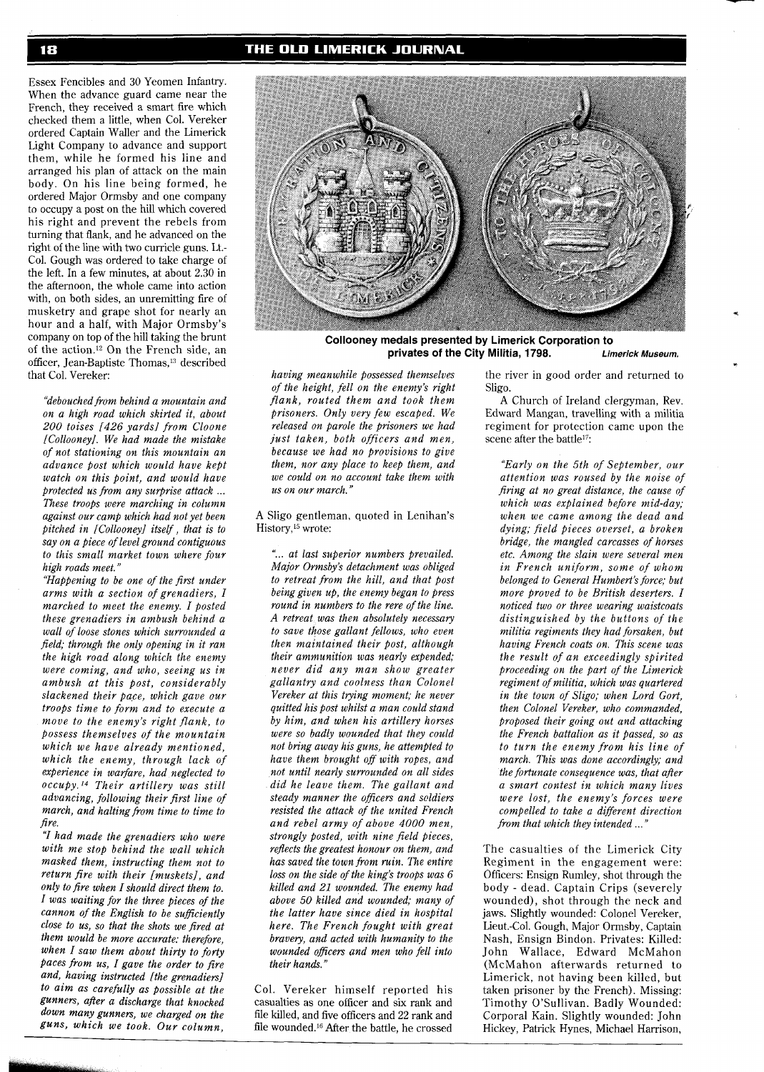Essex Fencibles and 30 Yeomen Infantry. When the advance guard came near the French, they received a smart fire which checked them a little, when Col. Vereker ordered Captain Waller and the Limerick Light Company to advance and support them, while he formed his line and arranged his plan of attack on the main body. On his line being formed, he ordered Major Ormsby and one company to occupy a post on the hill which covered his right and prevent the rebels from turning that flank, and he advanced on the right of the line with two curricle guns. Lt.-Col. Gough was ordered to take charge of the left. In a few minutes, at about 2.30 in the afternoon, the whole came into action with, on both sides, an unremitting fire of musketry and grape shot for nearly an hour and a half, with Major Ormsby's company on top of the hill taking the brunt of the action.[12] On the French side, an officer, Jean-Baptiste Thomas,[13] described that Col. Vereker:

> *"debouched from behind a mountain and on a high road which skirted it, about 200 toises [426 yards] from Cloone [Collooney]. We had made the mistake of not stationing on this mountain an advance post which would have kept watch on this point, and would have protected us from any surprise attack ... These troops were marching in column against our camp which had not yet been pitched in [Collooney] itself, that is to say on a piece of level ground contiguous to this small market town where four high roads meet."*
>
> *"Happening to be one of the first under arms with a section of grenadiers, I marched to meet the enemy. I posted these grenadiers in ambush behind a wall of loose stones which surrounded a field; through the only opening in it ran the high road along which the enemy were coming, and who, seeing us in ambush at this post, considerably slackened their pace, which gave our troops time to form and to execute a move to the enemy's right flank, to possess themselves of the mountain which we have already mentioned, which the enemy, through lack of experience in warfare, had neglected to occupy.[14] Their artillery was still advancing, following their first line of march, and halting from time to time to fire.*
>
> *"I had made the grenadiers who were with me stop behind the wall which masked them, instructing them not to return fire with their [muskets], and only to fire when I should direct them to. I was waiting for the three pieces of the cannon of the English to be sufficiently close to us, so that the shots we fired at them would be more accurate: therefore, when I saw them about thirty to forty paces from us, I gave the order to fire and, having instructed [the grenadiers] to aim as carefully as possible at the gunners, after a discharge that knocked down many gunners, we charged on the guns, which we took. Our column, having meanwhile possessed themselves of the height, fell on the enemy's right flank, routed them and took them prisoners. Only very few escaped. We released on parole the prisoners we had just taken, both officers and men, because we had no provisions to give them, nor any place to keep them, and we could on no account take them with us on our march."*

**Collooney medals presented by Limerick Corporation to privates of the City Militia, 1798.** *Limerick Museum.*

A Sligo gentleman, quoted in Lenihan's History,[15] wrote:

> *"... at last superior numbers prevailed. Major Ormsby's detachment was obliged to retreat from the hill, and that post being given up, the enemy began to press round in numbers to the rere of the line. A retreat was then absolutely necessary to save those gallant fellows, who even then maintained their post, although their ammunition was nearly expended; never did any man show greater gallantry and coolness than Colonel Vereker at this trying moment; he never quitted his post whilst a man could stand by him, and when his artillery horses were so badly wounded that they could not bring away his guns, he attempted to have them brought off with ropes, and not until nearly surrounded on all sides did he leave them. The gallant and steady manner the officers and soldiers resisted the attack of the united French and rebel army of above 4000 men, strongly posted, with nine field pieces, reflects the greatest honour on them, and has saved the town from ruin. The entire loss on the side of the king's troops was 6 killed and 21 wounded. The enemy had above 50 killed and wounded; many of the latter have since died in hospital here. The French fought with great bravery, and acted with humanity to the wounded officers and men who fell into their hands."*

Col. Vereker himself reported his casualties as one officer and six rank and file killed, and five officers and 22 rank and file wounded.[16] After the battle, he crossed the river in good order and returned to Sligo.

A Church of Ireland clergyman, Rev. Edward Mangan, travelling with a militia regiment for protection came upon the scene after the battle[17]:

> *"Early on the 5th of September, our attention was roused by the noise of firing at no great distance, the cause of which was explained before mid-day; when we came among the dead and dying; field pieces overset, a broken bridge, the mangled carcasses of horses etc. Among the slain were several men in French uniform, some of whom belonged to General Humbert's force; but more proved to be British deserters. I noticed two or three wearing waistcoats distinguished by the buttons of the militia regiments they had forsaken, but having French coats on. This scene was the result of an exceedingly spirited proceeding on the part of the Limerick regiment of militia, which was quartered in the town of Sligo; when Lord Gort, then Colonel Vereker, who commanded, proposed their going out and attacking the French battalion as it passed, so as to turn the enemy from his line of march. This was done accordingly; and the fortunate consequence was, that after a smart contest in which many lives were lost, the enemy's forces were compelled to take a different direction from that which they intended ..."*

The casualties of the Limerick City Regiment in the engagement were: Officers: Ensign Rumley, shot through the body - dead. Captain Crips (severely wounded), shot through the neck and jaws. Slightly wounded: Colonel Vereker, Lieut.-Col. Gough, Major Ormsby, Captain Nash, Ensign Bindon. Privates: Killed: John Wallace, Edward McMahon (McMahon afterwards returned to Limerick, not having been killed, but taken prisoner by the French). Missing: Timothy O'Sullivan. Badly Wounded: Corporal Kain. Slightly wounded: John Hickey, Patrick Hynes, Michael Harrison,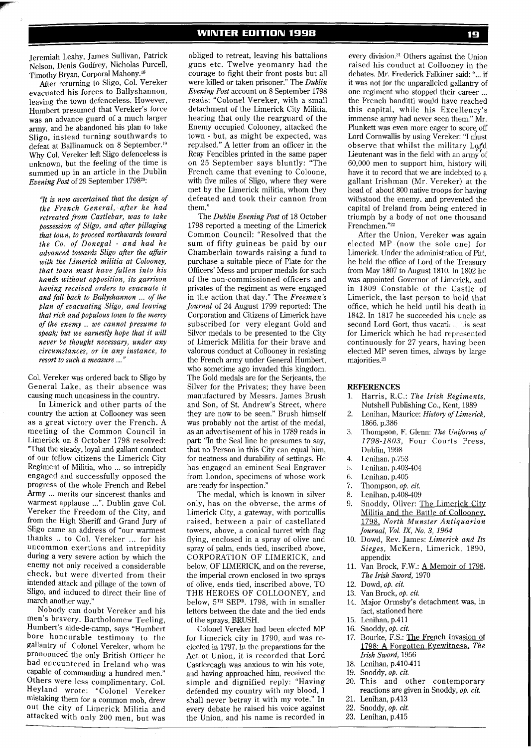Jeremiah Leahy, James Sullivan, Patrick Nelson, Denis Godfrey, Nicholas Purcell, Timothy Bryan, Corporal Mahony.[18]

After returning to Sligo, Col. Vereker evacuated his forces to Ballyshannon, leaving the town defenceless. However, Humbert presumed that Vereker's force was an advance guard of a much larger army, and he abandoned his plan to take Sligo, instead turning southwards to defeat at Ballinamuck on 8 September.[19] Why Col. Vereker left Sligo defenceless is unknown, but the feeling of the time is summed up in an article in the Dublin *Evening Post* of 29 September 1798[20]:

> *"It is now ascertained that the design of the French General, after he had retreated from Castlebar, was to take possession of Sligo, and after pillaging that town, to proceed northwards toward the Co. of Donegal - and had he advanced towards Sligo after the affair with the Limerick militia at Colooney, that town must have fallen into his hands without opposition, its garrison having received orders to evacuate it and fall back to Ballyshannon ... of the plan of evacuating Sligo, and leaving that rich and populous town to the mercy of the enemy .. we cannot presume to speak; but we earnestly hope that it will never be thought necessary, under any circumstances, or in any instance, to resort to such a measure ..."*

Col. Vereker was ordered back to Sligo by General Lake, as their absence was causing much uneasiness in the country.

In Limerick and other parts of the country the action at Collooney was seen as a great victory over the French. A meeting of the Common Council in Limerick on 8 October 1798 resolved: "That the steady, loyal and gallant conduct of our fellow citizens the Limerick City Regiment of Militia, who ... so intrepidly engaged and successfully opposed the progress of the whole French and Rebel Army ... merits our sincerest thanks and warmest applause ...". Dublin gave Col. Vereker the Freedom of the City, and from the High Sheriff and Grand Jury of Sligo came an address of "our warmest thanks .. to Col. Vereker ... for his uncommon exertions and intrepidity during a very severe action by which the enemy not only received a considerable check, but were diverted from their intended attack and pillage of the town of Sligo, and induced to direct their line of march another way."

Nobody can doubt Vereker and his men's bravery. Bartholomew Teeling, Humbert's aide-de-camp, says "Humbert bore honourable testimony to the gallantry of Colonel Vereker, whom he pronounced the only British Officer he had encountered in Ireland who was capable of commanding a hundred men." Others were less complimentary. Col. Heyland wrote: "Colonel Vereker mistaking them for a common mob, drew out the city of Limerick Militia and attacked with only 200 men, but was obliged to retreat, leaving his battalions guns etc. Twelve yeomanry had the courage to fight their front posts but all were killed or taken prisoner." The *Dublin Evening Post* account on 8 September 1798 reads: "Colonel Vereker, with a small detachment of the Limerick City Militia, hearing that only the rearguard of the Enemy occupied Colooney, attacked the town - but, as might be expected, was repulsed." A letter from an officer in the Reay Fencibles printed in the same paper on 25 September says bluntly: "The French came that evening to Coloone, with five miles of Sligo, where they were met by the Limerick militia, whom they defeated and took their cannon from them."

The *Dublin Evening Post* of 18 October 1798 reported a meeting of the Limerick Common Council: "Resolved that the sum of fifty guineas be paid by our Chamberlain towards raising a fund to purchase a suitable piece of Plate for the Officers' Mess and proper medals for such of the non-commissioned officers and privates of the regiment as were engaged in the action that day." The *Freeman's Journal* of 24 August 1799 reported: The Corporation and Citizens of Limerick have subscribed for very elegant Gold and Silver medals to be presented to the City of Limerick Militia for their brave and valorous conduct at Collooney in resisting the French army under General Humbert, who sometime ago invaded this kingdom. The Gold medals are for the Serjeants, the Silver for the Privates; they have been manufactured by Messrs. James Brush and Son, of St. Andrew's Street, where they are now to be seen." Brush himself was probably not the artist of the medal, as an advertisement of his in 1789 reads in part: "In the Seal line he presumes to say, that no Person in this City can equal him, for neatness and durability of settings. He has engaged an eminent Seal Engraver from London, specimens of whose work are ready for inspection."

The medal, which is known in silver only, has on the obverse, the arms of Limerick City, a gateway, with portcullis raised, between a pair of castellated towers, above, a conical turret with flag flying, enclosed in a spray of olive and spray of palm, ends tied, inscribed above, CORPORATION OF LIMERICK, and below, OF LIMERICK, and on the reverse, the imperial crown enclosed in two sprays of olive, ends tied, inscribed above, TO THE HEROES OF COLLOONEY, and below, 5TH SEPR. 1798, with in smaller letters between the date and the tied ends of the sprays, BRUSH.

Colonel Vereker had been elected MP for Limerick city in 1790, and was re-elected in 1797. In the preparations for the Act of Union, it is recorded that Lord Castlereagh was anxious to win his vote, and having approached him, received the simple and dignified reply: "Having defended my country with my blood, I shall never betray it with my vote." In every debate he raised his voice against the Union, and his name is recorded in every division.[21] Others against the Union raised his conduct at Collooney in the debates. Mr. Frederick Falkiner said: "... if it was not for the unparalleled gallantry of one regiment who stopped their career ... the French banditti would have reached this capital, while his Excellency's immense army had never seen them." Mr. Plunkett was even more eager to score off Lord Cornwallis by using Vereker: "I must observe that whilst the military Lord Lieutenant was in the field with an army of 60,000 men to support him, history will have it to record that we are indebted to a gallant Irishman (Mr. Vereker) at the head of about 800 native troops for having withstood the enemy. and prevented the capital of Ireland from being entered in triumph by a body of not one thousand Frenchmen."[22]

After the Union, Vereker was again elected MP (now the sole one) for Limerick. Under the administration of Pitt, he held the office of Lord of the Treasury from May 1807 to August 1810. In 1802 he was appointed Governor of Limerick, and in 1809 Constable of the Castle of Limerick, the last person to hold that office, which he held until his death in 1842. In 1817 he succeeded his uncle as second Lord Gort, thus vacating his seat for Limerick which he had represented continuously for 27 years, having been elected MP seven times, always by large majorities.[23]

## REFERENCES

1. Harris, R.C.: *The Irish Regiments*, Nutshell Publishing Co., Kent, 1989
2. Lenihan, Maurice: *History of Limerick*, 1866. p.386
3. Thompson, F. Glenn: *The Uniforms of 1798-1803*, Four Courts Press, Dublin, 1998
4. Lenihan, p.753
5. Lenihan, p.403-404
6. Lenihan, p.405
7. Thompson, *op. cit.*
8. Lenihan, p.408-409
9. Snoddy, Oliver: The Limerick City Militia and the Battle of Collooney, 1798, *North Munster Antiquarian Journal, Vol. IX, No. 3, 1964*
10. Dowd, Rev. James: *Limerick and Its Sieges*, McKern, Limerick, 1890, appendix
11. Van Brock, F.W.: A Memoir of 1798, *The Irish Sword*, 1970
12. Dowd, *op. cit.*
13. Van Brock, *op. cit.*
14. Major Ormsby's detachment was, in fact, stationed here
15. Lenihan, p.411
16. Snoddy, *op. cit.*
17. Bourke, F.S.: The French Invasion of 1798: A Forgotten Eyewitness, *The Irish Sword*, 1956
18. Lenihan, p.410-411
19. Snoddy, *op. cit.*
20. This and other contemporary reactions are given in Snoddy, *op. cit.*
21. Lenihan, p.413
22. Snoddy, *op. cit.*
23. Lenihan, p.415